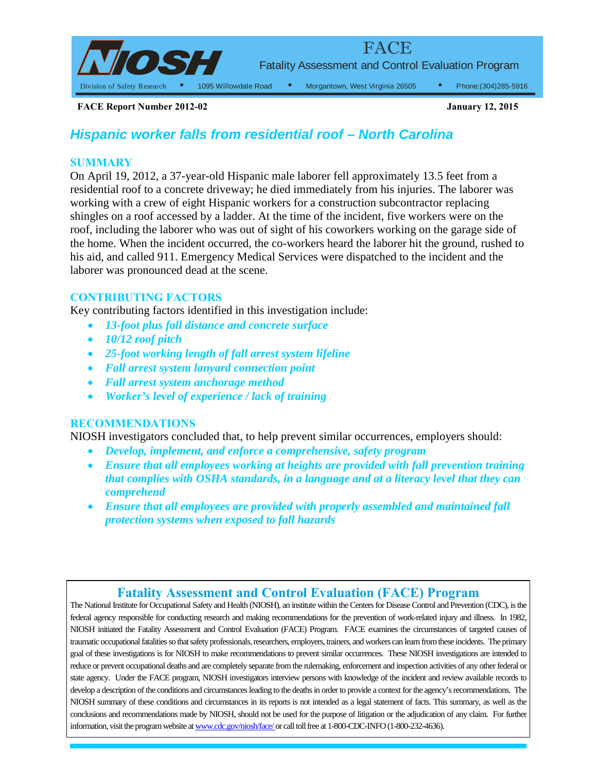# FACE

Fatality Assessment and Control Evaluation Program

Division of Safety Research • 1095 Willowdale Road • Morgantown, West Virginia 26505 • Phone:(304)285-5916

**FACE Report Number 2012-02** **January 12, 2015**

## *Hispanic worker falls from residential roof – North Carolina*

### SUMMARY

On April 19, 2012, a 37-year-old Hispanic male laborer fell approximately 13.5 feet from a residential roof to a concrete driveway; he died immediately from his injuries. The laborer was working with a crew of eight Hispanic workers for a construction subcontractor replacing shingles on a roof accessed by a ladder. At the time of the incident, five workers were on the roof, including the laborer who was out of sight of his coworkers working on the garage side of the home. When the incident occurred, the co-workers heard the laborer hit the ground, rushed to his aid, and called 911. Emergency Medical Services were dispatched to the incident and the laborer was pronounced dead at the scene.

### CONTRIBUTING FACTORS

Key contributing factors identified in this investigation include:

- ***13-foot plus fall distance and concrete surface***
- ***10/12 roof pitch***
- ***25-foot working length of fall arrest system lifeline***
- ***Fall arrest system lanyard connection point***
- ***Fall arrest system anchorage method***
- ***Worker's level of experience / lack of training***

### RECOMMENDATIONS

NIOSH investigators concluded that, to help prevent similar occurrences, employers should:

- ***Develop, implement, and enforce a comprehensive, safety program***
- ***Ensure that all employees working at heights are provided with fall prevention training that complies with OSHA standards, in a language and at a literacy level that they can comprehend***
- ***Ensure that all employees are provided with properly assembled and maintained fall protection systems when exposed to fall hazards***

### Fatality Assessment and Control Evaluation (FACE) Program

The National Institute for Occupational Safety and Health (NIOSH), an institute within the Centers for Disease Control and Prevention (CDC), is the federal agency responsible for conducting research and making recommendations for the prevention of work-related injury and illness. In 1982, NIOSH initiated the Fatality Assessment and Control Evaluation (FACE) Program. FACE examines the circumstances of targeted causes of traumatic occupational fatalities so that safety professionals, researchers, employers, trainers, and workers can learn from these incidents. The primary goal of these investigations is for NIOSH to make recommendations to prevent similar occurrences. These NIOSH investigations are intended to reduce or prevent occupational deaths and are completely separate from the rulemaking, enforcement and inspection activities of any other federal or state agency. Under the FACE program, NIOSH investigators interview persons with knowledge of the incident and review available records to develop a description of the conditions and circumstances leading to the deaths in order to provide a context for the agency's recommendations. The NIOSH summary of these conditions and circumstances in its reports is not intended as a legal statement of facts. This summary, as well as the conclusions and recommendations made by NIOSH, should not be used for the purpose of litigation or the adjudication of any claim. For further information, visit the program website at www.cdc.gov/niosh/face/ or call toll free at 1-800-CDC-INFO (1-800-232-4636).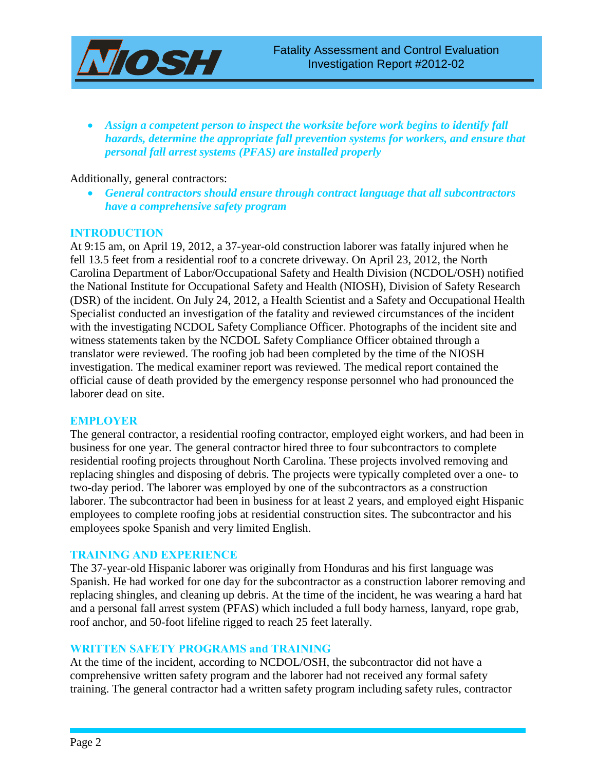- ***Assign a competent person to inspect the worksite before work begins to identify fall hazards, determine the appropriate fall prevention systems for workers, and ensure that personal fall arrest systems (PFAS) are installed properly***

Additionally, general contractors:

- ***General contractors should ensure through contract language that all subcontractors have a comprehensive safety program***

## INTRODUCTION

At 9:15 am, on April 19, 2012, a 37-year-old construction laborer was fatally injured when he fell 13.5 feet from a residential roof to a concrete driveway. On April 23, 2012, the North Carolina Department of Labor/Occupational Safety and Health Division (NCDOL/OSH) notified the National Institute for Occupational Safety and Health (NIOSH), Division of Safety Research (DSR) of the incident. On July 24, 2012, a Health Scientist and a Safety and Occupational Health Specialist conducted an investigation of the fatality and reviewed circumstances of the incident with the investigating NCDOL Safety Compliance Officer. Photographs of the incident site and witness statements taken by the NCDOL Safety Compliance Officer obtained through a translator were reviewed. The roofing job had been completed by the time of the NIOSH investigation. The medical examiner report was reviewed. The medical report contained the official cause of death provided by the emergency response personnel who had pronounced the laborer dead on site.

## EMPLOYER

The general contractor, a residential roofing contractor, employed eight workers, and had been in business for one year. The general contractor hired three to four subcontractors to complete residential roofing projects throughout North Carolina. These projects involved removing and replacing shingles and disposing of debris. The projects were typically completed over a one- to two-day period. The laborer was employed by one of the subcontractors as a construction laborer. The subcontractor had been in business for at least 2 years, and employed eight Hispanic employees to complete roofing jobs at residential construction sites. The subcontractor and his employees spoke Spanish and very limited English.

## TRAINING AND EXPERIENCE

The 37-year-old Hispanic laborer was originally from Honduras and his first language was Spanish. He had worked for one day for the subcontractor as a construction laborer removing and replacing shingles, and cleaning up debris. At the time of the incident, he was wearing a hard hat and a personal fall arrest system (PFAS) which included a full body harness, lanyard, rope grab, roof anchor, and 50-foot lifeline rigged to reach 25 feet laterally.

## WRITTEN SAFETY PROGRAMS and TRAINING

At the time of the incident, according to NCDOL/OSH, the subcontractor did not have a comprehensive written safety program and the laborer had not received any formal safety training. The general contractor had a written safety program including safety rules, contractor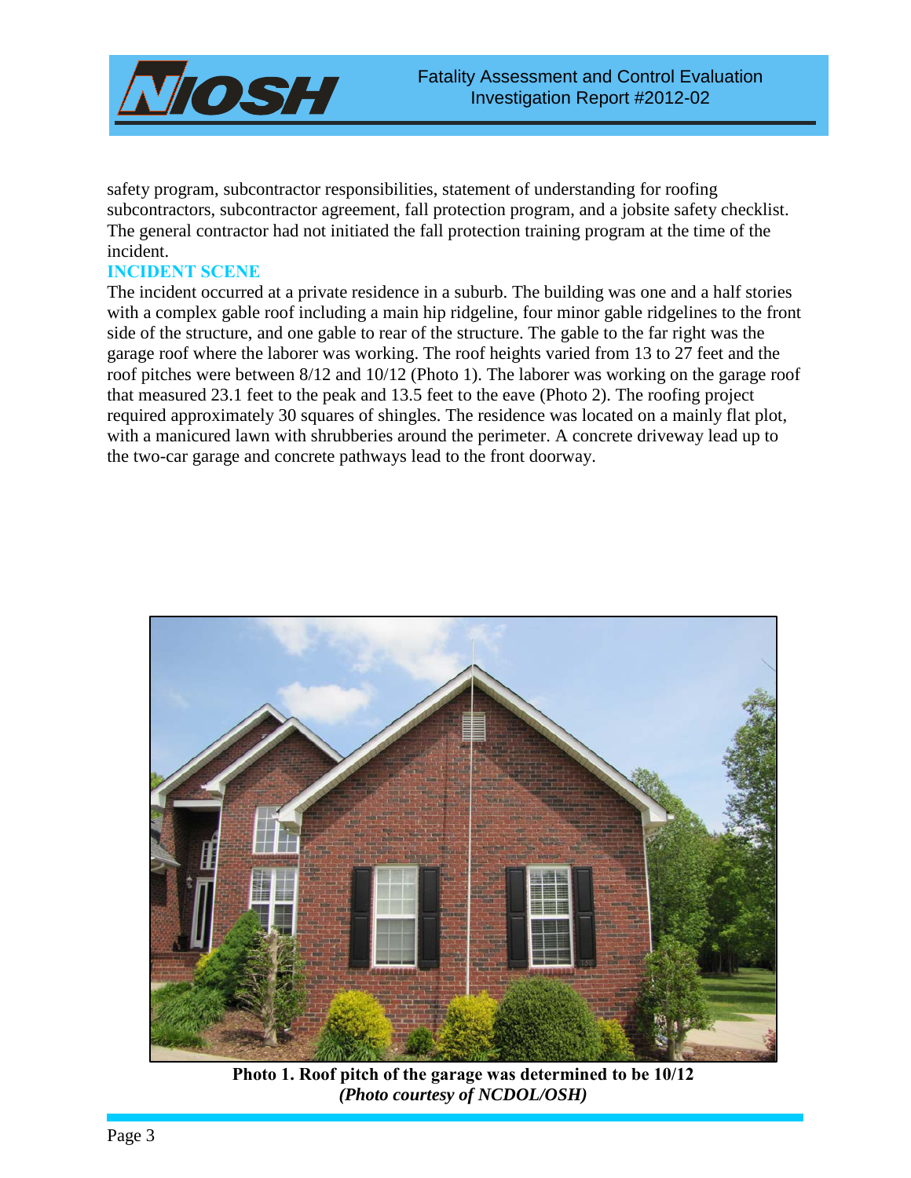safety program, subcontractor responsibilities, statement of understanding for roofing subcontractors, subcontractor agreement, fall protection program, and a jobsite safety checklist. The general contractor had not initiated the fall protection training program at the time of the incident.

## INCIDENT SCENE

The incident occurred at a private residence in a suburb. The building was one and a half stories with a complex gable roof including a main hip ridgeline, four minor gable ridgelines to the front side of the structure, and one gable to rear of the structure. The gable to the far right was the garage roof where the laborer was working. The roof heights varied from 13 to 27 feet and the roof pitches were between 8/12 and 10/12 (Photo 1). The laborer was working on the garage roof that measured 23.1 feet to the peak and 13.5 feet to the eave (Photo 2). The roofing project required approximately 30 squares of shingles. The residence was located on a mainly flat plot, with a manicured lawn with shrubberies around the perimeter. A concrete driveway lead up to the two-car garage and concrete pathways lead to the front doorway.

**Photo 1. Roof pitch of the garage was determined to be 10/12**
***(Photo courtesy of NCDOL/OSH)***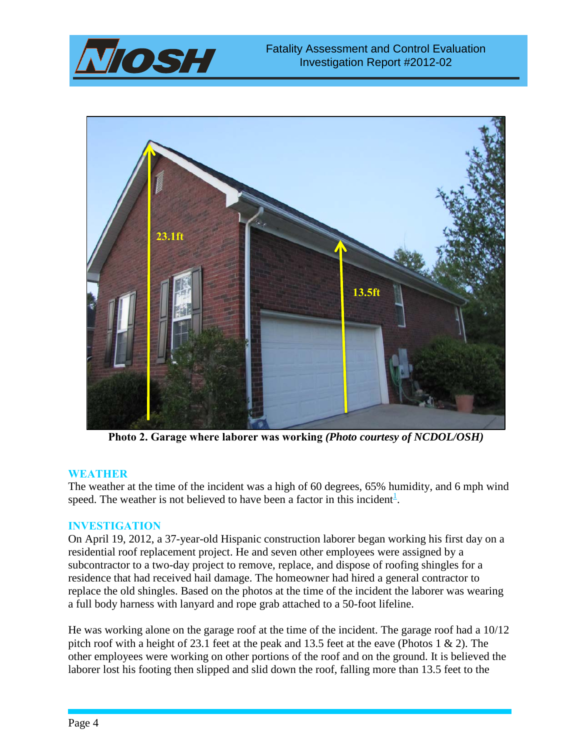Photo 2. Garage where laborer was working *(Photo courtesy of NCDOL/OSH)*

## WEATHER

The weather at the time of the incident was a high of 60 degrees, 65% humidity, and 6 mph wind speed. The weather is not believed to have been a factor in this incident[1].

## INVESTIGATION

On April 19, 2012, a 37-year-old Hispanic construction laborer began working his first day on a residential roof replacement project. He and seven other employees were assigned by a subcontractor to a two-day project to remove, replace, and dispose of roofing shingles for a residence that had received hail damage. The homeowner had hired a general contractor to replace the old shingles. Based on the photos at the time of the incident the laborer was wearing a full body harness with lanyard and rope grab attached to a 50-foot lifeline.

He was working alone on the garage roof at the time of the incident. The garage roof had a 10/12 pitch roof with a height of 23.1 feet at the peak and 13.5 feet at the eave (Photos 1 & 2). The other employees were working on other portions of the roof and on the ground. It is believed the laborer lost his footing then slipped and slid down the roof, falling more than 13.5 feet to the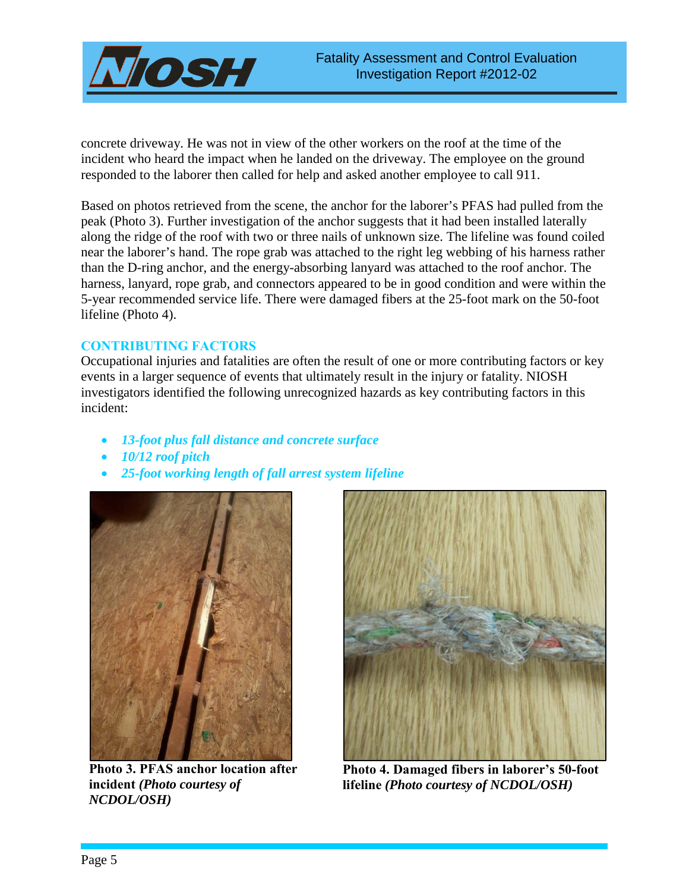concrete driveway. He was not in view of the other workers on the roof at the time of the incident who heard the impact when he landed on the driveway. The employee on the ground responded to the laborer then called for help and asked another employee to call 911.

Based on photos retrieved from the scene, the anchor for the laborer's PFAS had pulled from the peak (Photo 3). Further investigation of the anchor suggests that it had been installed laterally along the ridge of the roof with two or three nails of unknown size. The lifeline was found coiled near the laborer's hand. The rope grab was attached to the right leg webbing of his harness rather than the D-ring anchor, and the energy-absorbing lanyard was attached to the roof anchor. The harness, lanyard, rope grab, and connectors appeared to be in good condition and were within the 5-year recommended service life. There were damaged fibers at the 25-foot mark on the 50-foot lifeline (Photo 4).

## CONTRIBUTING FACTORS

Occupational injuries and fatalities are often the result of one or more contributing factors or key events in a larger sequence of events that ultimately result in the injury or fatality. NIOSH investigators identified the following unrecognized hazards as key contributing factors in this incident:

- ***13-foot plus fall distance and concrete surface***
- ***10/12 roof pitch***
- ***25-foot working length of fall arrest system lifeline***

**Photo 3. PFAS anchor location after incident *(Photo courtesy of NCDOL/OSH)***

**Photo 4. Damaged fibers in laborer's 50-foot lifeline *(Photo courtesy of NCDOL/OSH)***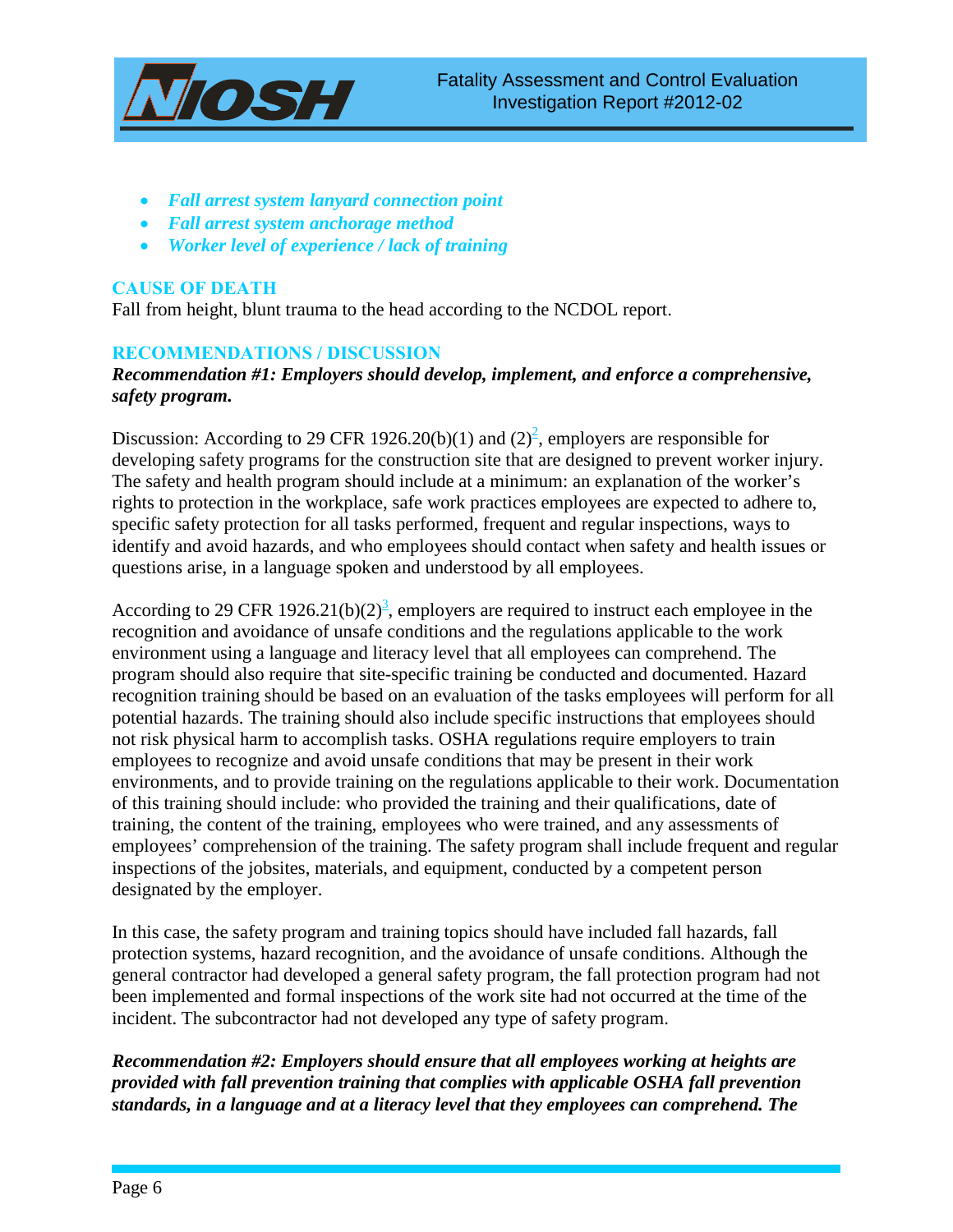- ***Fall arrest system lanyard connection point***
- ***Fall arrest system anchorage method***
- ***Worker level of experience / lack of training***

## CAUSE OF DEATH

Fall from height, blunt trauma to the head according to the NCDOL report.

## RECOMMENDATIONS / DISCUSSION

***Recommendation #1: Employers should develop, implement, and enforce a comprehensive, safety program.***

Discussion: According to 29 CFR 1926.20(b)(1) and (2)[2], employers are responsible for developing safety programs for the construction site that are designed to prevent worker injury. The safety and health program should include at a minimum: an explanation of the worker's rights to protection in the workplace, safe work practices employees are expected to adhere to, specific safety protection for all tasks performed, frequent and regular inspections, ways to identify and avoid hazards, and who employees should contact when safety and health issues or questions arise, in a language spoken and understood by all employees.

According to 29 CFR 1926.21(b)(2)[3], employers are required to instruct each employee in the recognition and avoidance of unsafe conditions and the regulations applicable to the work environment using a language and literacy level that all employees can comprehend. The program should also require that site-specific training be conducted and documented. Hazard recognition training should be based on an evaluation of the tasks employees will perform for all potential hazards. The training should also include specific instructions that employees should not risk physical harm to accomplish tasks. OSHA regulations require employers to train employees to recognize and avoid unsafe conditions that may be present in their work environments, and to provide training on the regulations applicable to their work. Documentation of this training should include: who provided the training and their qualifications, date of training, the content of the training, employees who were trained, and any assessments of employees' comprehension of the training. The safety program shall include frequent and regular inspections of the jobsites, materials, and equipment, conducted by a competent person designated by the employer.

In this case, the safety program and training topics should have included fall hazards, fall protection systems, hazard recognition, and the avoidance of unsafe conditions. Although the general contractor had developed a general safety program, the fall protection program had not been implemented and formal inspections of the work site had not occurred at the time of the incident. The subcontractor had not developed any type of safety program.

***Recommendation #2: Employers should ensure that all employees working at heights are provided with fall prevention training that complies with applicable OSHA fall prevention standards, in a language and at a literacy level that they employees can comprehend. The***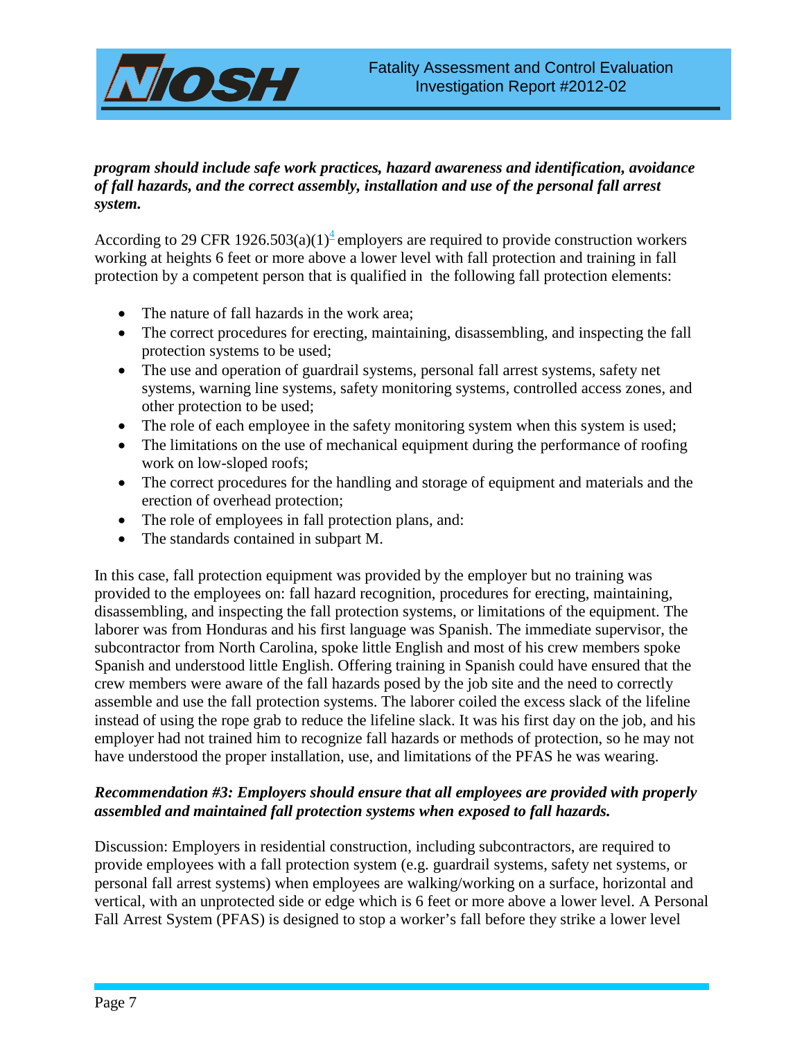***program should include safe work practices, hazard awareness and identification, avoidance of fall hazards, and the correct assembly, installation and use of the personal fall arrest system.***

According to 29 CFR 1926.503(a)(1)[4] employers are required to provide construction workers working at heights 6 feet or more above a lower level with fall protection and training in fall protection by a competent person that is qualified in the following fall protection elements:

- The nature of fall hazards in the work area;
- The correct procedures for erecting, maintaining, disassembling, and inspecting the fall protection systems to be used;
- The use and operation of guardrail systems, personal fall arrest systems, safety net systems, warning line systems, safety monitoring systems, controlled access zones, and other protection to be used;
- The role of each employee in the safety monitoring system when this system is used;
- The limitations on the use of mechanical equipment during the performance of roofing work on low-sloped roofs;
- The correct procedures for the handling and storage of equipment and materials and the erection of overhead protection;
- The role of employees in fall protection plans, and:
- The standards contained in subpart M.

In this case, fall protection equipment was provided by the employer but no training was provided to the employees on: fall hazard recognition, procedures for erecting, maintaining, disassembling, and inspecting the fall protection systems, or limitations of the equipment. The laborer was from Honduras and his first language was Spanish. The immediate supervisor, the subcontractor from North Carolina, spoke little English and most of his crew members spoke Spanish and understood little English. Offering training in Spanish could have ensured that the crew members were aware of the fall hazards posed by the job site and the need to correctly assemble and use the fall protection systems. The laborer coiled the excess slack of the lifeline instead of using the rope grab to reduce the lifeline slack. It was his first day on the job, and his employer had not trained him to recognize fall hazards or methods of protection, so he may not have understood the proper installation, use, and limitations of the PFAS he was wearing.

***Recommendation #3: Employers should ensure that all employees are provided with properly assembled and maintained fall protection systems when exposed to fall hazards.***

Discussion: Employers in residential construction, including subcontractors, are required to provide employees with a fall protection system (e.g. guardrail systems, safety net systems, or personal fall arrest systems) when employees are walking/working on a surface, horizontal and vertical, with an unprotected side or edge which is 6 feet or more above a lower level. A Personal Fall Arrest System (PFAS) is designed to stop a worker's fall before they strike a lower level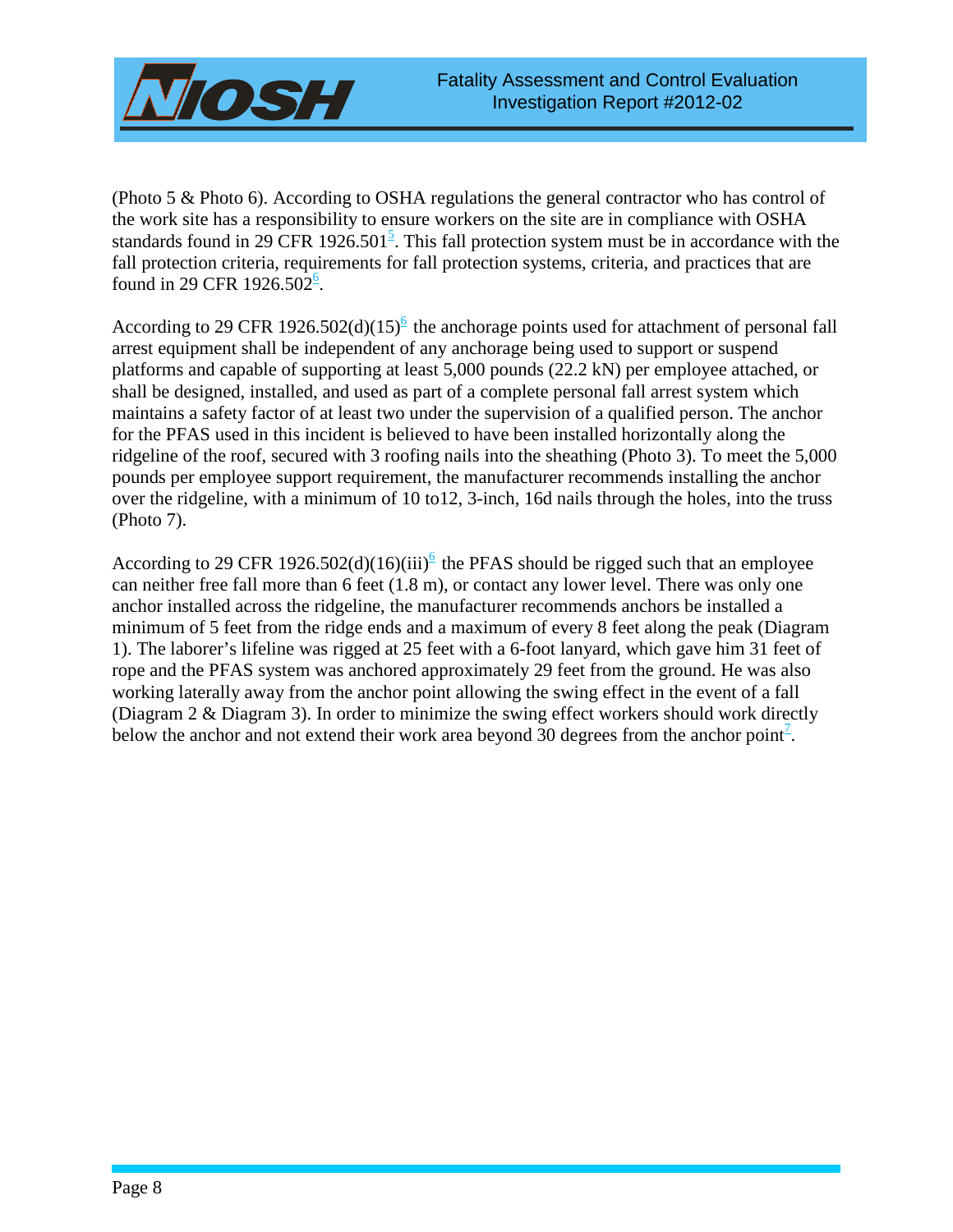(Photo 5 & Photo 6). According to OSHA regulations the general contractor who has control of the work site has a responsibility to ensure workers on the site are in compliance with OSHA standards found in 29 CFR 1926.501[5]. This fall protection system must be in accordance with the fall protection criteria, requirements for fall protection systems, criteria, and practices that are found in 29 CFR 1926.502[6].

According to 29 CFR 1926.502(d)(15)[6] the anchorage points used for attachment of personal fall arrest equipment shall be independent of any anchorage being used to support or suspend platforms and capable of supporting at least 5,000 pounds (22.2 kN) per employee attached, or shall be designed, installed, and used as part of a complete personal fall arrest system which maintains a safety factor of at least two under the supervision of a qualified person. The anchor for the PFAS used in this incident is believed to have been installed horizontally along the ridgeline of the roof, secured with 3 roofing nails into the sheathing (Photo 3). To meet the 5,000 pounds per employee support requirement, the manufacturer recommends installing the anchor over the ridgeline, with a minimum of 10 to12, 3-inch, 16d nails through the holes, into the truss (Photo 7).

According to 29 CFR 1926.502(d)(16)(iii)[6] the PFAS should be rigged such that an employee can neither free fall more than 6 feet (1.8 m), or contact any lower level. There was only one anchor installed across the ridgeline, the manufacturer recommends anchors be installed a minimum of 5 feet from the ridge ends and a maximum of every 8 feet along the peak (Diagram 1). The laborer's lifeline was rigged at 25 feet with a 6-foot lanyard, which gave him 31 feet of rope and the PFAS system was anchored approximately 29 feet from the ground. He was also working laterally away from the anchor point allowing the swing effect in the event of a fall (Diagram 2 & Diagram 3). In order to minimize the swing effect workers should work directly below the anchor and not extend their work area beyond 30 degrees from the anchor point[7].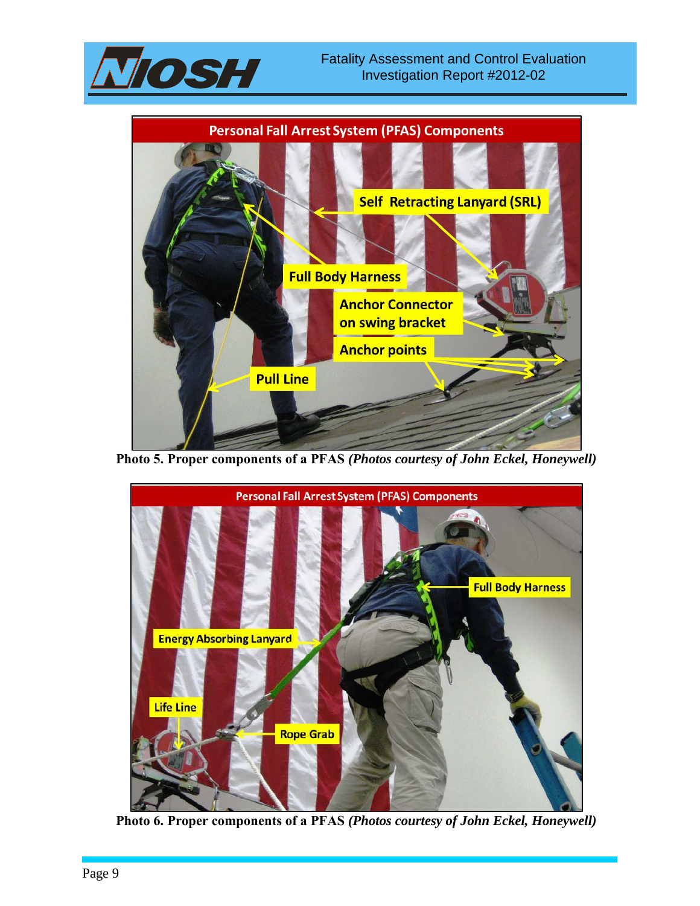**Photo 5. Proper components of a PFAS** ***(Photos courtesy of John Eckel, Honeywell)***

**Photo 6. Proper components of a PFAS** ***(Photos courtesy of John Eckel, Honeywell)***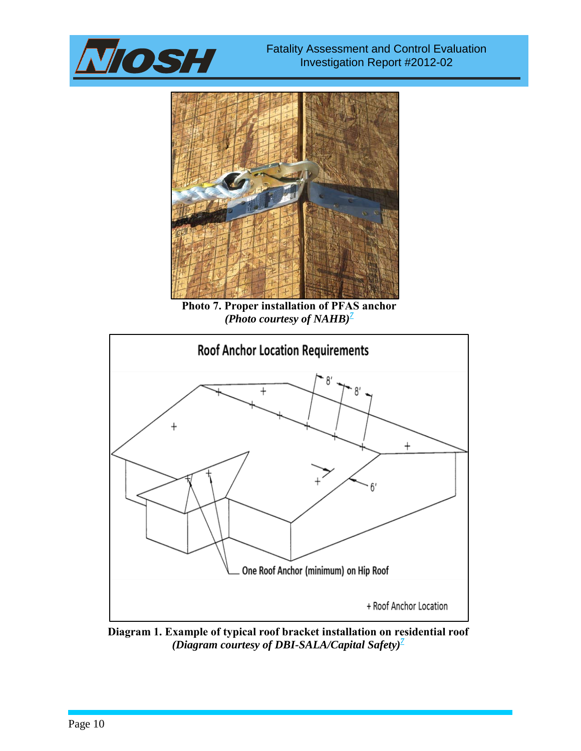**Photo 7. Proper installation of PFAS anchor**
***(Photo courtesy of NAHB)***[7]

Roof Anchor Location Requirements

One Roof Anchor (minimum) on Hip Roof

+ Roof Anchor Location

**Diagram 1. Example of typical roof bracket installation on residential roof**
***(Diagram courtesy of DBI-SALA/Capital Safety)***[7]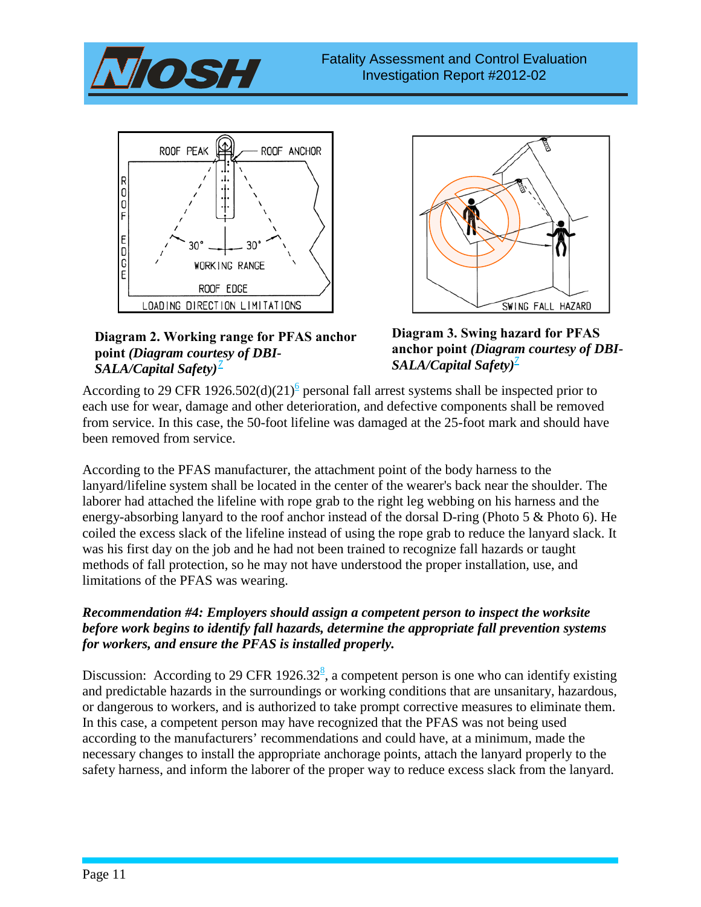**Diagram 2. Working range for PFAS anchor point *(Diagram courtesy of DBI-SALA/Capital Safety)*[7]**

**Diagram 3. Swing hazard for PFAS anchor point *(Diagram courtesy of DBI-SALA/Capital Safety)*[7]**

According to 29 CFR 1926.502(d)(21)[6] personal fall arrest systems shall be inspected prior to each use for wear, damage and other deterioration, and defective components shall be removed from service. In this case, the 50-foot lifeline was damaged at the 25-foot mark and should have been removed from service.

According to the PFAS manufacturer, the attachment point of the body harness to the lanyard/lifeline system shall be located in the center of the wearer's back near the shoulder. The laborer had attached the lifeline with rope grab to the right leg webbing on his harness and the energy-absorbing lanyard to the roof anchor instead of the dorsal D-ring (Photo 5 & Photo 6). He coiled the excess slack of the lifeline instead of using the rope grab to reduce the lanyard slack. It was his first day on the job and he had not been trained to recognize fall hazards or taught methods of fall protection, so he may not have understood the proper installation, use, and limitations of the PFAS was wearing.

***Recommendation #4: Employers should assign a competent person to inspect the worksite before work begins to identify fall hazards, determine the appropriate fall prevention systems for workers, and ensure the PFAS is installed properly.***

Discussion: According to 29 CFR 1926.32[8], a competent person is one who can identify existing and predictable hazards in the surroundings or working conditions that are unsanitary, hazardous, or dangerous to workers, and is authorized to take prompt corrective measures to eliminate them. In this case, a competent person may have recognized that the PFAS was not being used according to the manufacturers' recommendations and could have, at a minimum, made the necessary changes to install the appropriate anchorage points, attach the lanyard properly to the safety harness, and inform the laborer of the proper way to reduce excess slack from the lanyard.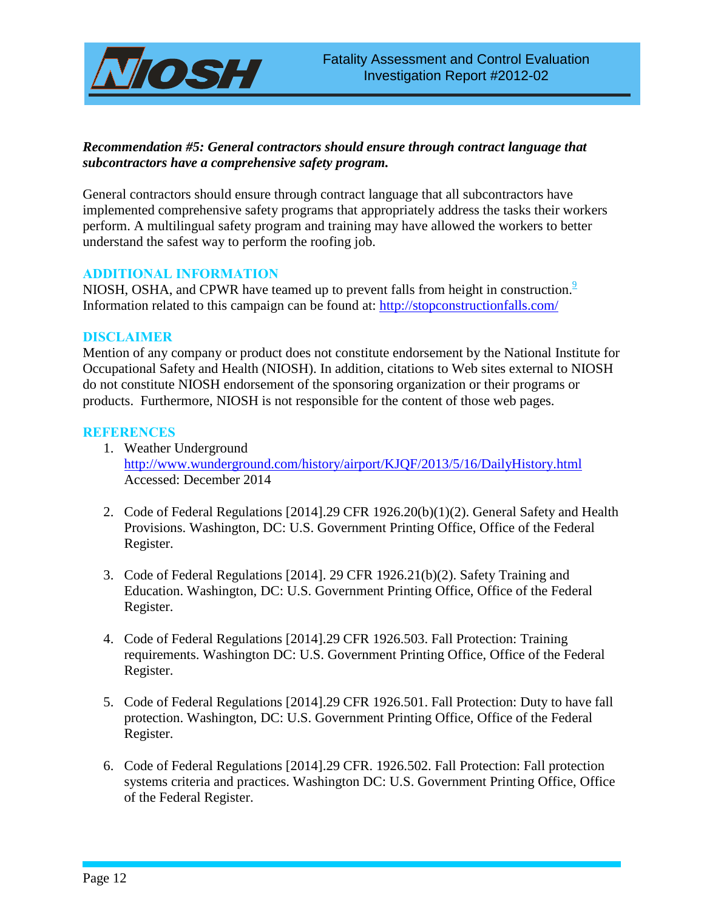***Recommendation #5: General contractors should ensure through contract language that subcontractors have a comprehensive safety program.***

General contractors should ensure through contract language that all subcontractors have implemented comprehensive safety programs that appropriately address the tasks their workers perform. A multilingual safety program and training may have allowed the workers to better understand the safest way to perform the roofing job.

## ADDITIONAL INFORMATION

NIOSH, OSHA, and CPWR have teamed up to prevent falls from height in construction.[9] Information related to this campaign can be found at: http://stopconstructionfalls.com/

## DISCLAIMER

Mention of any company or product does not constitute endorsement by the National Institute for Occupational Safety and Health (NIOSH). In addition, citations to Web sites external to NIOSH do not constitute NIOSH endorsement of the sponsoring organization or their programs or products. Furthermore, NIOSH is not responsible for the content of those web pages.

## REFERENCES

1. Weather Underground http://www.wunderground.com/history/airport/KJQF/2013/5/16/DailyHistory.html Accessed: December 2014

2. Code of Federal Regulations [2014].29 CFR 1926.20(b)(1)(2). General Safety and Health Provisions. Washington, DC: U.S. Government Printing Office, Office of the Federal Register.

3. Code of Federal Regulations [2014]. 29 CFR 1926.21(b)(2). Safety Training and Education. Washington, DC: U.S. Government Printing Office, Office of the Federal Register.

4. Code of Federal Regulations [2014].29 CFR 1926.503. Fall Protection: Training requirements. Washington DC: U.S. Government Printing Office, Office of the Federal Register.

5. Code of Federal Regulations [2014].29 CFR 1926.501. Fall Protection: Duty to have fall protection. Washington, DC: U.S. Government Printing Office, Office of the Federal Register.

6. Code of Federal Regulations [2014].29 CFR. 1926.502. Fall Protection: Fall protection systems criteria and practices. Washington DC: U.S. Government Printing Office, Office of the Federal Register.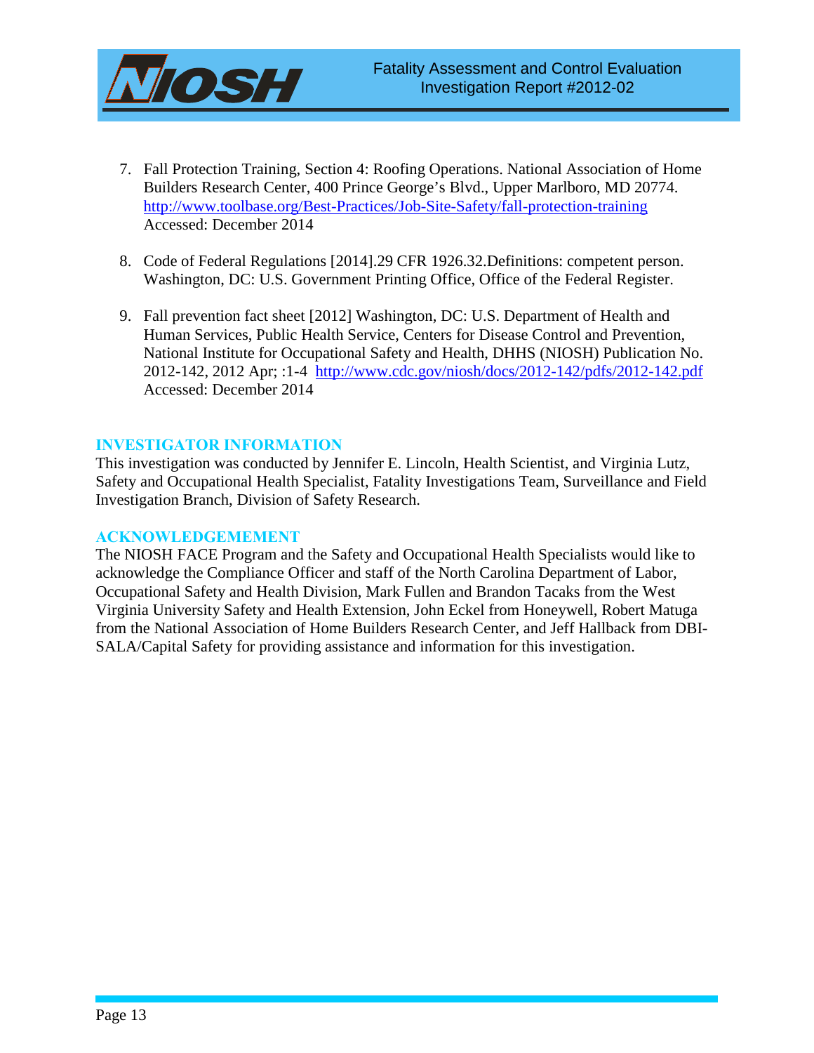7. Fall Protection Training, Section 4: Roofing Operations. National Association of Home Builders Research Center, 400 Prince George's Blvd., Upper Marlboro, MD 20774. http://www.toolbase.org/Best-Practices/Job-Site-Safety/fall-protection-training Accessed: December 2014

8. Code of Federal Regulations [2014].29 CFR 1926.32.Definitions: competent person. Washington, DC: U.S. Government Printing Office, Office of the Federal Register.

9. Fall prevention fact sheet [2012] Washington, DC: U.S. Department of Health and Human Services, Public Health Service, Centers for Disease Control and Prevention, National Institute for Occupational Safety and Health, DHHS (NIOSH) Publication No. 2012-142, 2012 Apr; :1-4 http://www.cdc.gov/niosh/docs/2012-142/pdfs/2012-142.pdf Accessed: December 2014

## INVESTIGATOR INFORMATION

This investigation was conducted by Jennifer E. Lincoln, Health Scientist, and Virginia Lutz, Safety and Occupational Health Specialist, Fatality Investigations Team, Surveillance and Field Investigation Branch, Division of Safety Research.

## ACKNOWLEDGEMEMENT

The NIOSH FACE Program and the Safety and Occupational Health Specialists would like to acknowledge the Compliance Officer and staff of the North Carolina Department of Labor, Occupational Safety and Health Division, Mark Fullen and Brandon Tacaks from the West Virginia University Safety and Health Extension, John Eckel from Honeywell, Robert Matuga from the National Association of Home Builders Research Center, and Jeff Hallback from DBI-SALA/Capital Safety for providing assistance and information for this investigation.